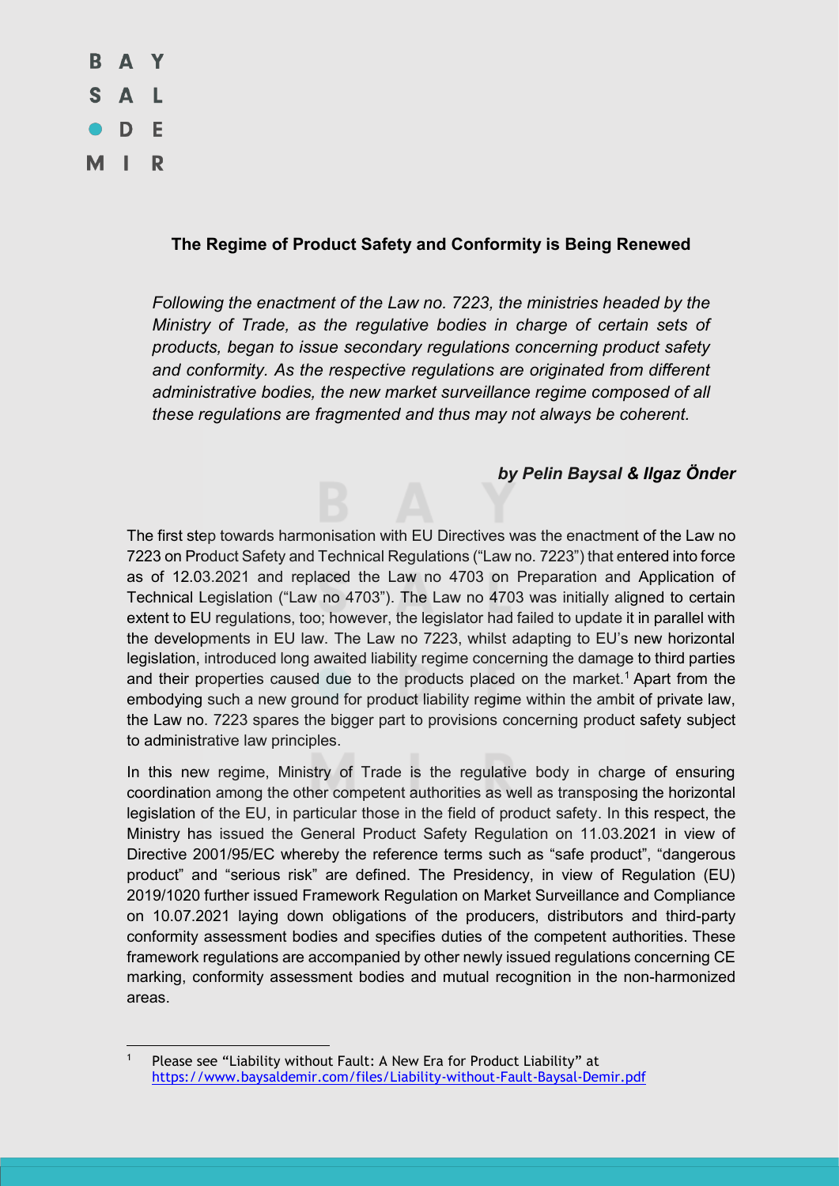B A Y
S A L
D E
M I R

**The Regime of Product Safety and Conformity is Being Renewed**

*Following the enactment of the Law no. 7223, the ministries headed by the Ministry of Trade, as the regulative bodies in charge of certain sets of products, began to issue secondary regulations concerning product safety and conformity. As the respective regulations are originated from different administrative bodies, the new market surveillance regime composed of all these regulations are fragmented and thus may not always be coherent.*

***by Pelin Baysal & Ilgaz Önder***

The first step towards harmonisation with EU Directives was the enactment of the Law no 7223 on Product Safety and Technical Regulations ("Law no. 7223") that entered into force as of 12.03.2021 and replaced the Law no 4703 on Preparation and Application of Technical Legislation ("Law no 4703"). The Law no 4703 was initially aligned to certain extent to EU regulations, too; however, the legislator had failed to update it in parallel with the developments in EU law. The Law no 7223, whilst adapting to EU's new horizontal legislation, introduced long awaited liability regime concerning the damage to third parties and their properties caused due to the products placed on the market.[1] Apart from the embodying such a new ground for product liability regime within the ambit of private law, the Law no. 7223 spares the bigger part to provisions concerning product safety subject to administrative law principles.

In this new regime, Ministry of Trade is the regulative body in charge of ensuring coordination among the other competent authorities as well as transposing the horizontal legislation of the EU, in particular those in the field of product safety. In this respect, the Ministry has issued the General Product Safety Regulation on 11.03.2021 in view of Directive 2001/95/EC whereby the reference terms such as "safe product", "dangerous product" and "serious risk" are defined. The Presidency, in view of Regulation (EU) 2019/1020 further issued Framework Regulation on Market Surveillance and Compliance on 10.07.2021 laying down obligations of the producers, distributors and third-party conformity assessment bodies and specifies duties of the competent authorities. These framework regulations are accompanied by other newly issued regulations concerning CE marking, conformity assessment bodies and mutual recognition in the non-harmonized areas.

---

[1] Please see "Liability without Fault: A New Era for Product Liability" at https://www.baysaldemir.com/files/Liability-without-Fault-Baysal-Demir.pdf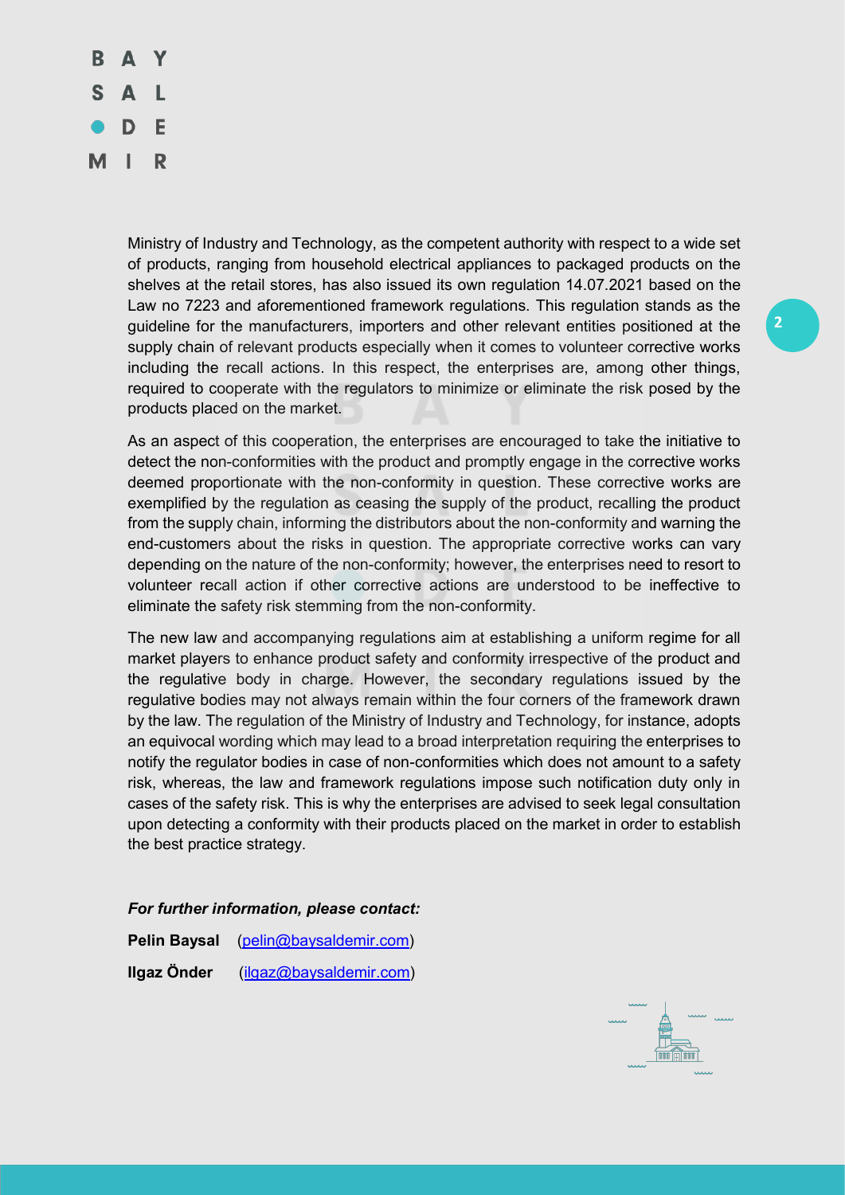Ministry of Industry and Technology, as the competent authority with respect to a wide set of products, ranging from household electrical appliances to packaged products on the shelves at the retail stores, has also issued its own regulation 14.07.2021 based on the Law no 7223 and aforementioned framework regulations. This regulation stands as the guideline for the manufacturers, importers and other relevant entities positioned at the supply chain of relevant products especially when it comes to volunteer corrective works including the recall actions. In this respect, the enterprises are, among other things, required to cooperate with the regulators to minimize or eliminate the risk posed by the products placed on the market.

As an aspect of this cooperation, the enterprises are encouraged to take the initiative to detect the non-conformities with the product and promptly engage in the corrective works deemed proportionate with the non-conformity in question. These corrective works are exemplified by the regulation as ceasing the supply of the product, recalling the product from the supply chain, informing the distributors about the non-conformity and warning the end-customers about the risks in question. The appropriate corrective works can vary depending on the nature of the non-conformity; however, the enterprises need to resort to volunteer recall action if other corrective actions are understood to be ineffective to eliminate the safety risk stemming from the non-conformity.

The new law and accompanying regulations aim at establishing a uniform regime for all market players to enhance product safety and conformity irrespective of the product and the regulative body in charge. However, the secondary regulations issued by the regulative bodies may not always remain within the four corners of the framework drawn by the law. The regulation of the Ministry of Industry and Technology, for instance, adopts an equivocal wording which may lead to a broad interpretation requiring the enterprises to notify the regulator bodies in case of non-conformities which does not amount to a safety risk, whereas, the law and framework regulations impose such notification duty only in cases of the safety risk. This is why the enterprises are advised to seek legal consultation upon detecting a conformity with their products placed on the market in order to establish the best practice strategy.

***For further information, please contact:***

**Pelin Baysal** (pelin@baysaldemir.com)

**Ilgaz Önder** (ilgaz@baysaldemir.com)